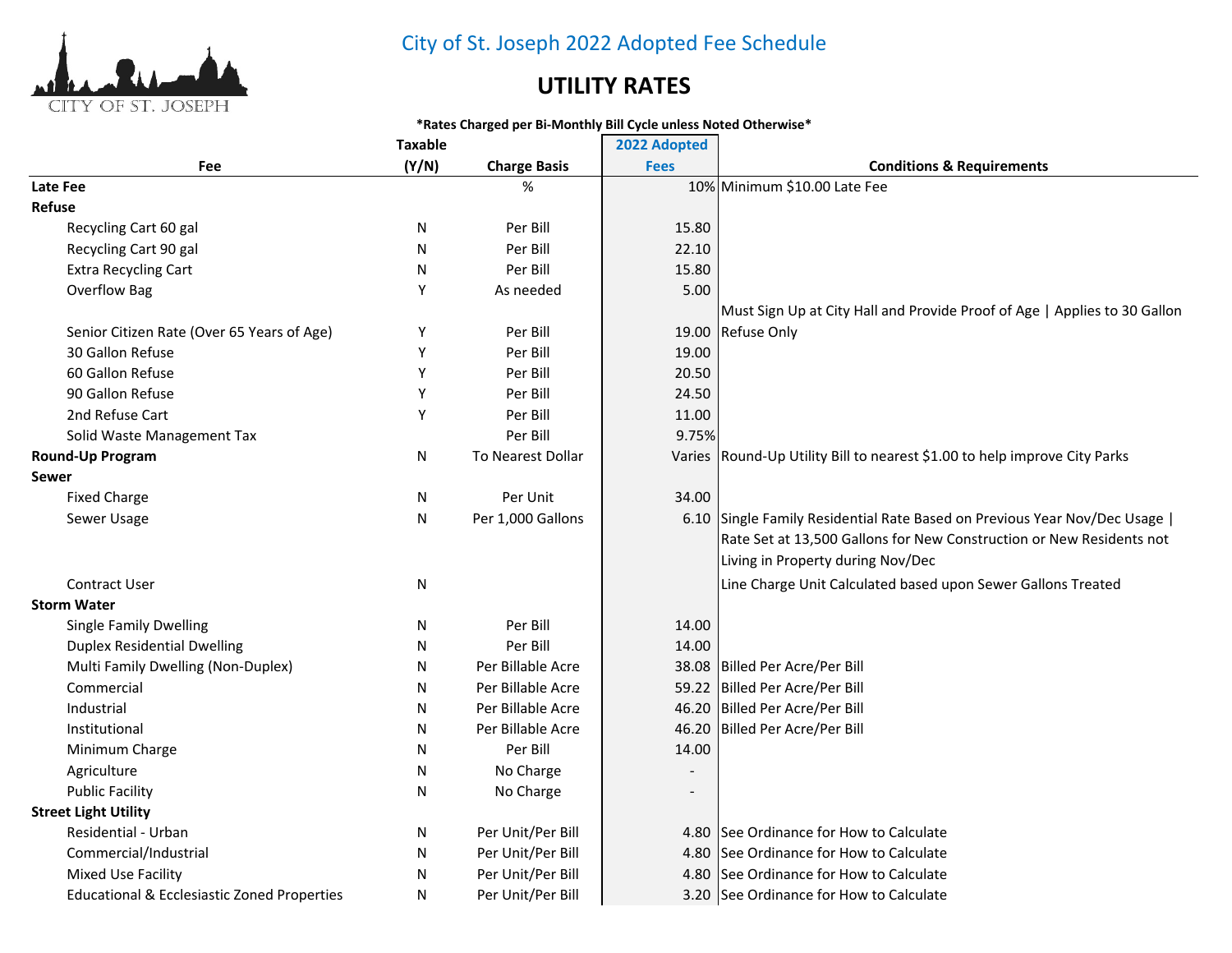CITY OF ST. JOSEPH

# City of St. Joseph 2022 Adopted Fee Schedule

## UTILITY RATES

**\*Rates Charged per Bi-Monthly Bill Cycle unless Noted Otherwise\***

| Fee | Taxable (Y/N) | Charge Basis | 2022 Adopted Fees | Conditions & Requirements |
|---|---|---|---|---|
| **Late Fee** | | % | 10% | Minimum $10.00 Late Fee |
| **Refuse** | | | | |
| Recycling Cart 60 gal | N | Per Bill | 15.80 | |
| Recycling Cart 90 gal | N | Per Bill | 22.10 | |
| Extra Recycling Cart | N | Per Bill | 15.80 | |
| Overflow Bag | Y | As needed | 5.00 | |
| Senior Citizen Rate (Over 65 Years of Age) | Y | Per Bill | 19.00 | Must Sign Up at City Hall and Provide Proof of Age \| Applies to 30 Gallon Refuse Only |
| 30 Gallon Refuse | Y | Per Bill | 19.00 | |
| 60 Gallon Refuse | Y | Per Bill | 20.50 | |
| 90 Gallon Refuse | Y | Per Bill | 24.50 | |
| 2nd Refuse Cart | Y | Per Bill | 11.00 | |
| Solid Waste Management Tax | | Per Bill | 9.75% | |
| **Round-Up Program** | N | To Nearest Dollar | Varies | Round-Up Utility Bill to nearest $1.00 to help improve City Parks |
| **Sewer** | | | | |
| Fixed Charge | N | Per Unit | 34.00 | |
| Sewer Usage | N | Per 1,000 Gallons | 6.10 | Single Family Residential Rate Based on Previous Year Nov/Dec Usage \| Rate Set at 13,500 Gallons for New Construction or New Residents not Living in Property during Nov/Dec |
| Contract User | N | | | Line Charge Unit Calculated based upon Sewer Gallons Treated |
| **Storm Water** | | | | |
| Single Family Dwelling | N | Per Bill | 14.00 | |
| Duplex Residential Dwelling | N | Per Bill | 14.00 | |
| Multi Family Dwelling (Non-Duplex) | N | Per Billable Acre | 38.08 | Billed Per Acre/Per Bill |
| Commercial | N | Per Billable Acre | 59.22 | Billed Per Acre/Per Bill |
| Industrial | N | Per Billable Acre | 46.20 | Billed Per Acre/Per Bill |
| Institutional | N | Per Billable Acre | 46.20 | Billed Per Acre/Per Bill |
| Minimum Charge | N | Per Bill | 14.00 | |
| Agriculture | N | No Charge | - | |
| Public Facility | N | No Charge | - | |
| **Street Light Utility** | | | | |
| Residential - Urban | N | Per Unit/Per Bill | 4.80 | See Ordinance for How to Calculate |
| Commercial/Industrial | N | Per Unit/Per Bill | 4.80 | See Ordinance for How to Calculate |
| Mixed Use Facility | N | Per Unit/Per Bill | 4.80 | See Ordinance for How to Calculate |
| Educational & Ecclesiastic Zoned Properties | N | Per Unit/Per Bill | 3.20 | See Ordinance for How to Calculate |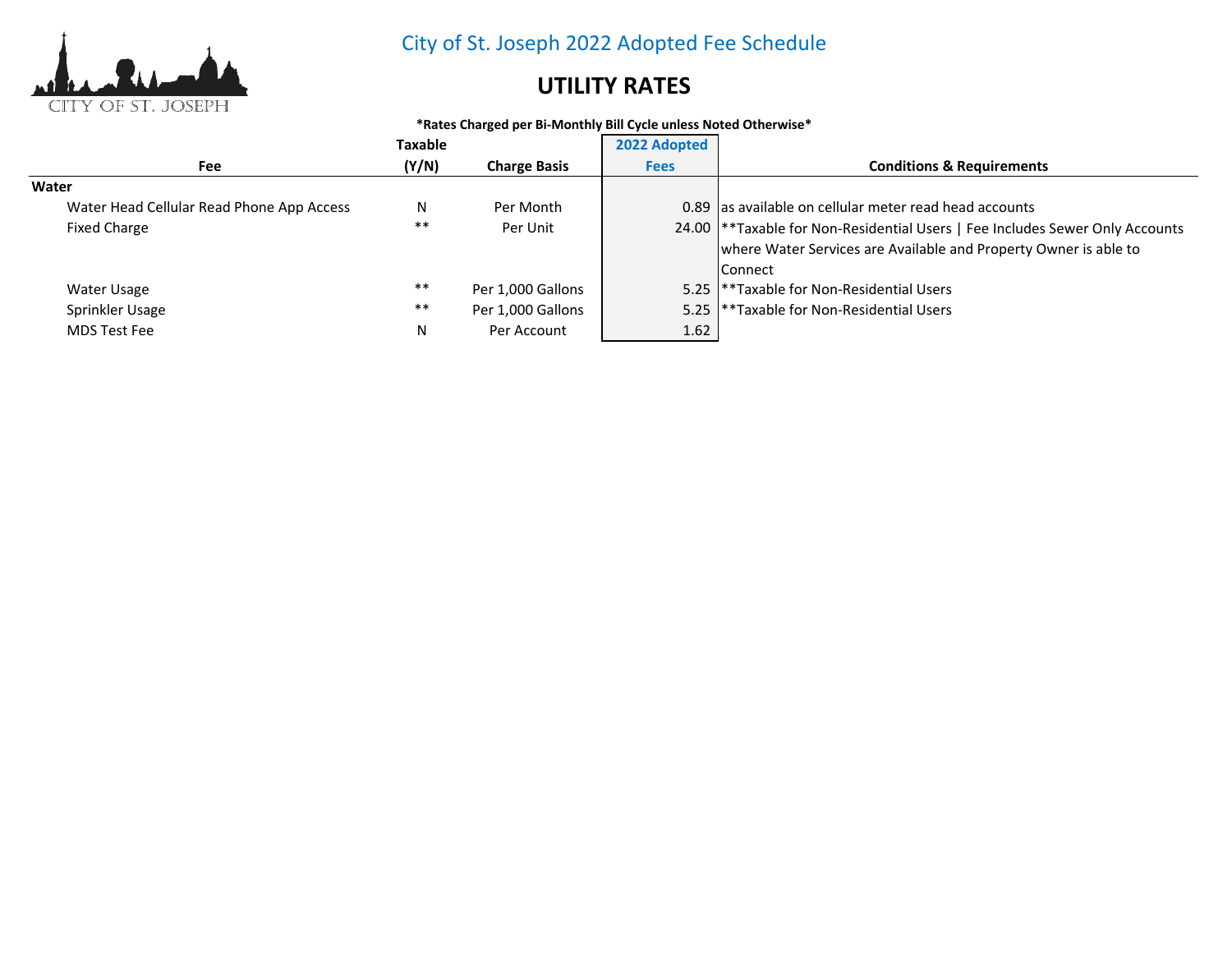# City of St. Joseph 2022 Adopted Fee Schedule

## UTILITY RATES

**\*Rates Charged per Bi-Monthly Bill Cycle unless Noted Otherwise\***

| Fee | Taxable (Y/N) | Charge Basis | 2022 Adopted Fees | Conditions & Requirements |
|---|---|---|---|---|
| **Water** | | | | |
| Water Head Cellular Read Phone App Access | N | Per Month | 0.89 | as available on cellular meter read head accounts |
| Fixed Charge | ** | Per Unit | 24.00 | **Taxable for Non-Residential Users \| Fee Includes Sewer Only Accounts where Water Services are Available and Property Owner is able to Connect |
| Water Usage | ** | Per 1,000 Gallons | 5.25 | **Taxable for Non-Residential Users |
| Sprinkler Usage | ** | Per 1,000 Gallons | 5.25 | **Taxable for Non-Residential Users |
| MDS Test Fee | N | Per Account | 1.62 | |